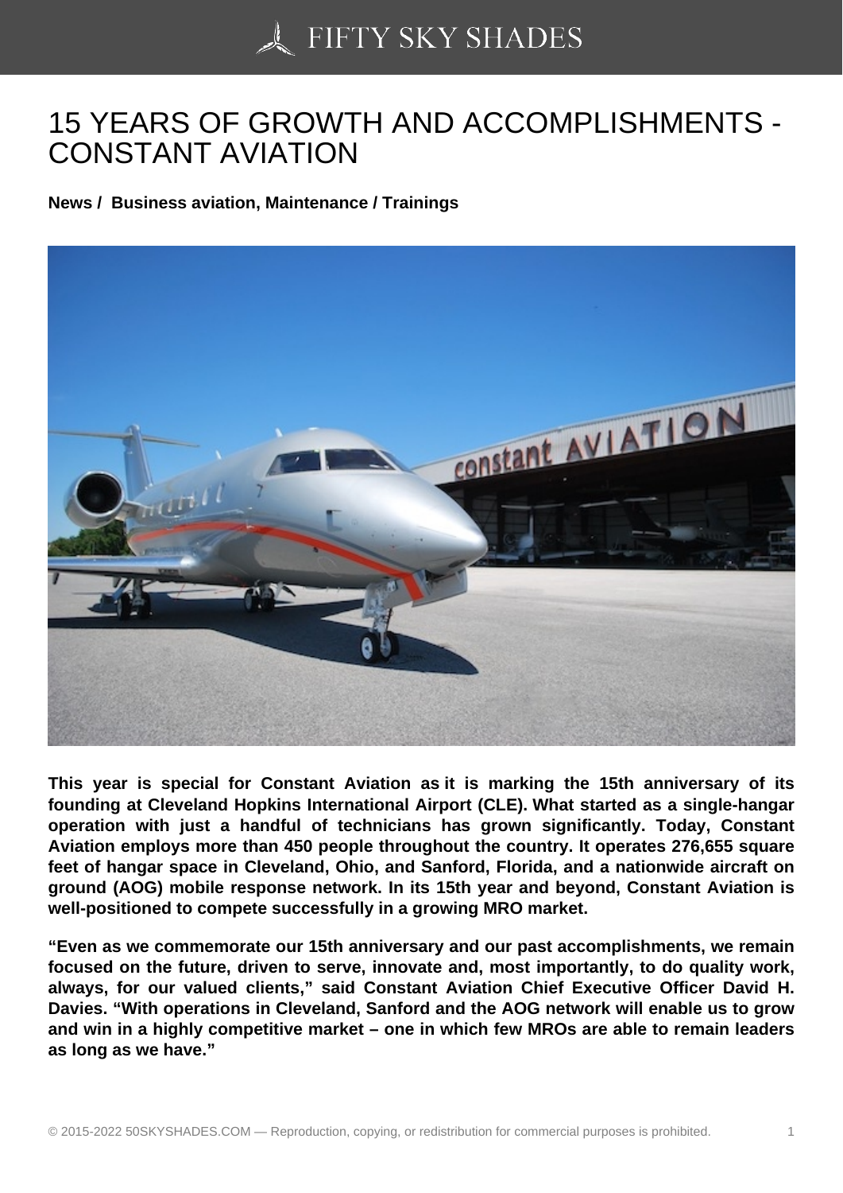# 15 YEARS OF GROWTH AND ACCOMPLISHMENTS - CONSTANT AVIATION

**News / Business aviation, Maintenance / Trainings**

**This year is special for Constant Aviation as it is marking the 15th anniversary of its founding at Cleveland Hopkins International Airport (CLE). What started as a single-hangar operation with just a handful of technicians has grown significantly. Today, Constant Aviation employs more than 450 people throughout the country. It operates 276,655 square feet of hangar space in Cleveland, Ohio, and Sanford, Florida, and a nationwide aircraft on ground (AOG) mobile response network. In its 15th year and beyond, Constant Aviation is well-positioned to compete successfully in a growing MRO market.**

**"Even as we commemorate our 15th anniversary and our past accomplishments, we remain focused on the future, driven to serve, innovate and, most importantly, to do quality work, always, for our valued clients," said Constant Aviation Chief Executive Officer David H. Davies. "With operations in Cleveland, Sanford and the AOG network will enable us to grow and win in a highly competitive market – one in which few MROs are able to remain leaders as long as we have."**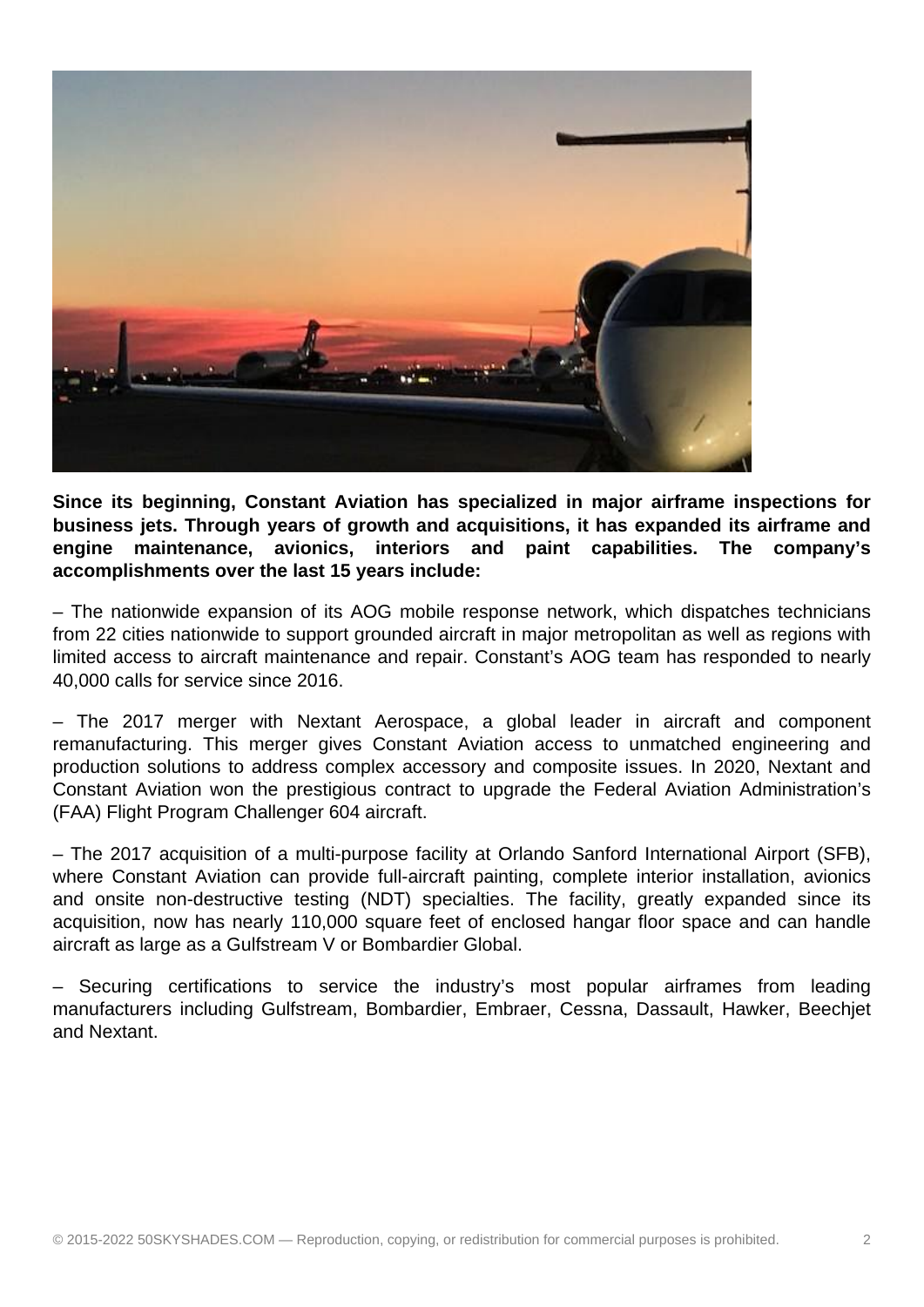**Since its beginning, Constant Aviation has specialized in major airframe inspections for business jets. Through years of growth and acquisitions, it has expanded its airframe and engine maintenance, avionics, interiors and paint capabilities. The company's accomplishments over the last 15 years include:**

– The nationwide expansion of its AOG mobile response network, which dispatches technicians from 22 cities nationwide to support grounded aircraft in major metropolitan as well as regions with limited access to aircraft maintenance and repair. Constant's AOG team has responded to nearly 40,000 calls for service since 2016.

– The 2017 merger with Nextant Aerospace, a global leader in aircraft and component remanufacturing. This merger gives Constant Aviation access to unmatched engineering and production solutions to address complex accessory and composite issues. In 2020, Nextant and Constant Aviation won the prestigious contract to upgrade the Federal Aviation Administration's (FAA) Flight Program Challenger 604 aircraft.

– The 2017 acquisition of a multi-purpose facility at Orlando Sanford International Airport (SFB), where Constant Aviation can provide full-aircraft painting, complete interior installation, avionics and onsite non-destructive testing (NDT) specialties. The facility, greatly expanded since its acquisition, now has nearly 110,000 square feet of enclosed hangar floor space and can handle aircraft as large as a Gulfstream V or Bombardier Global.

– Securing certifications to service the industry's most popular airframes from leading manufacturers including Gulfstream, Bombardier, Embraer, Cessna, Dassault, Hawker, Beechjet and Nextant.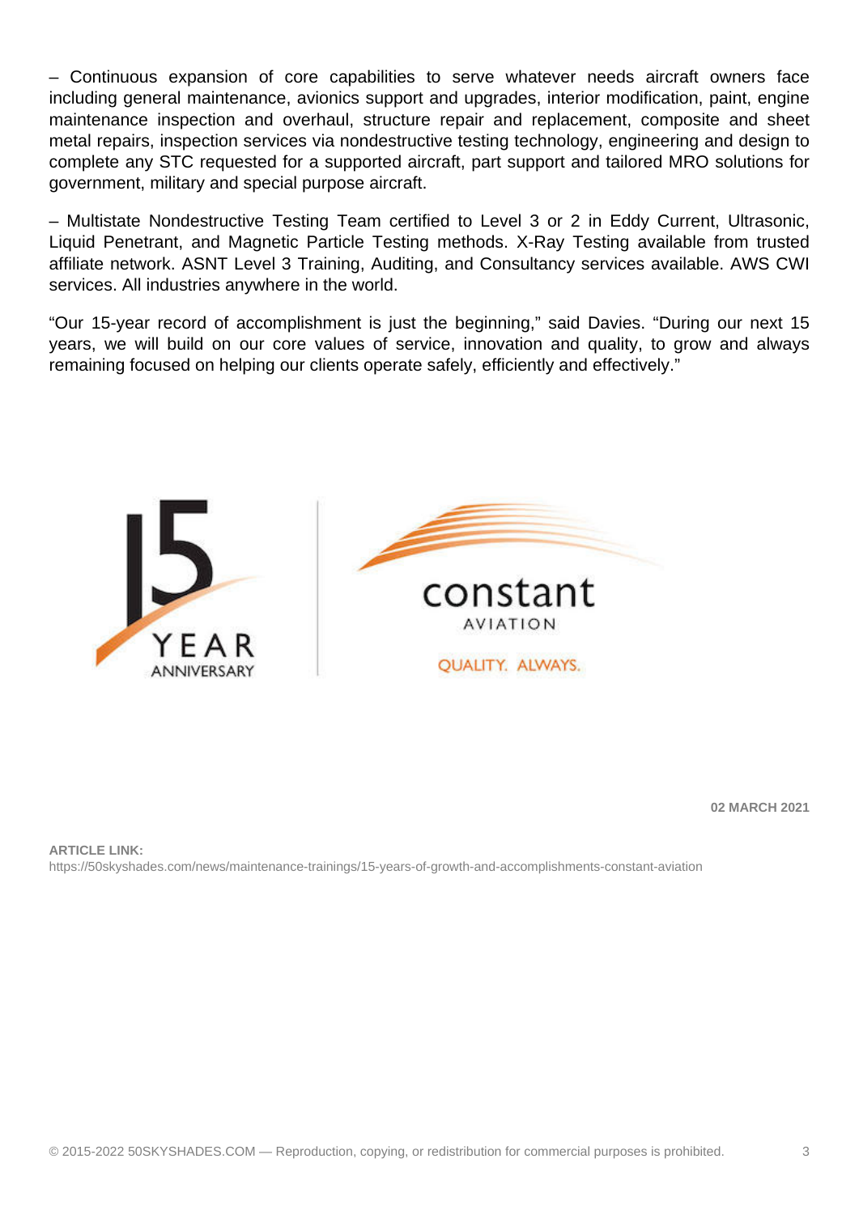– Continuous expansion of core capabilities to serve whatever needs aircraft owners face including general maintenance, avionics support and upgrades, interior modification, paint, engine maintenance inspection and overhaul, structure repair and replacement, composite and sheet metal repairs, inspection services via nondestructive testing technology, engineering and design to complete any STC requested for a supported aircraft, part support and tailored MRO solutions for government, military and special purpose aircraft.

– Multistate Nondestructive Testing Team certified to Level 3 or 2 in Eddy Current, Ultrasonic, Liquid Penetrant, and Magnetic Particle Testing methods. X-Ray Testing available from trusted affiliate network. ASNT Level 3 Training, Auditing, and Consultancy services available. AWS CWI services. All industries anywhere in the world.

"Our 15-year record of accomplishment is just the beginning," said Davies. "During our next 15 years, we will build on our core values of service, innovation and quality, to grow and always remaining focused on helping our clients operate safely, efficiently and effectively."

15 YEAR ANNIVERSARY

constant AVIATION

QUALITY. ALWAYS.

**02 MARCH 2021**

**ARTICLE LINK:**
https://50skyshades.com/news/maintenance-trainings/15-years-of-growth-and-accomplishments-constant-aviation